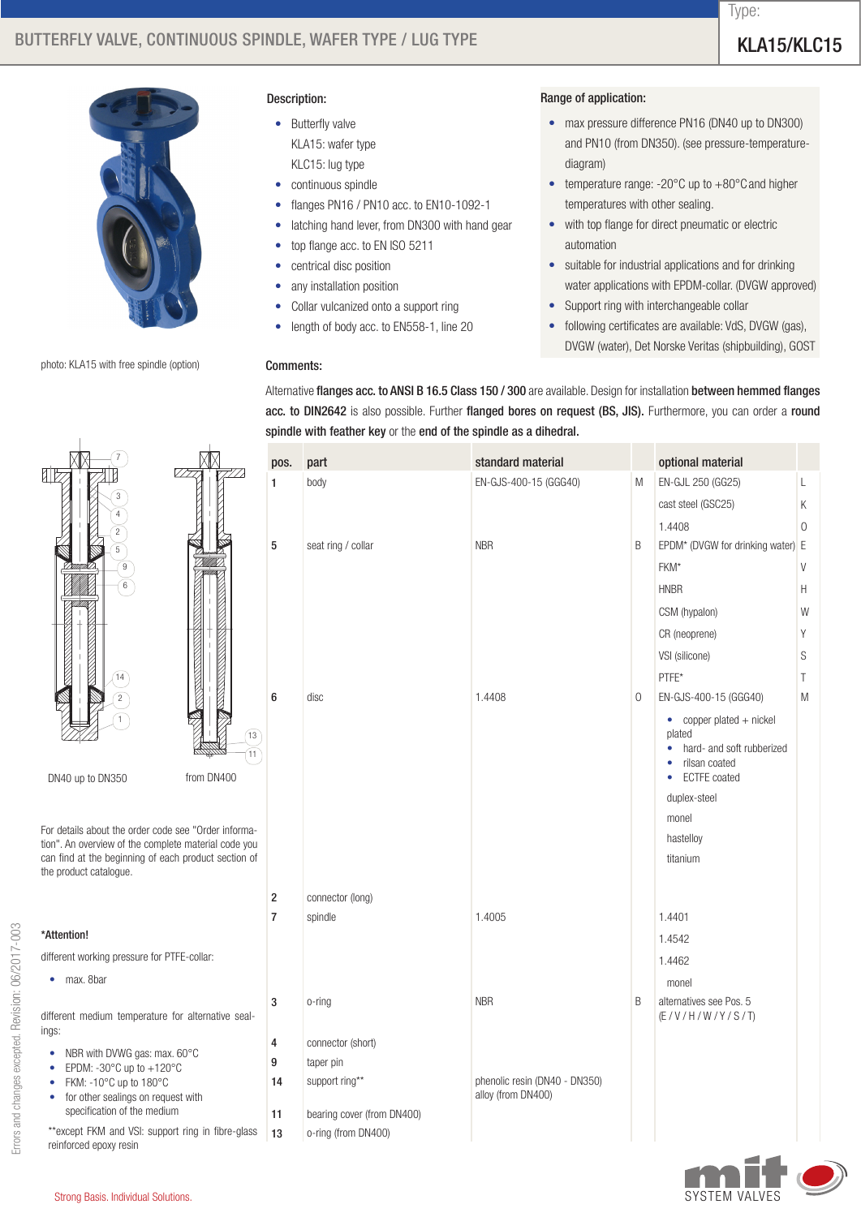# BUTTERFLY VALVE, CONTINUOUS SPINDLE, WAFER TYPE / LUG TYPE

Type: **KLA15/KLC15**

photo: KLA15 with free spindle (option)

## Description:

- Butterfly valve
  KLA15: wafer type
  KLC15: lug type
- continuous spindle
- flanges PN16 / PN10 acc. to EN10-1092-1
- latching hand lever, from DN300 with hand gear
- top flange acc. to EN ISO 5211
- centrical disc position
- any installation position
- Collar vulcanized onto a support ring
- length of body acc. to EN558-1, line 20

## Range of application:

- max pressure difference PN16 (DN40 up to DN300) and PN10 (from DN350). (see pressure-temperature-diagram)
- temperature range: -20°C up to +80°C and higher temperatures with other sealing.
- with top flange for direct pneumatic or electric automation
- suitable for industrial applications and for drinking water applications with EPDM-collar. (DVGW approved)
- Support ring with interchangeable collar
- following certificates are available: VdS, DVGW (gas), DVGW (water), Det Norske Veritas (shipbuilding), GOST

## Comments:

Alternative **flanges acc. to ANSI B 16.5 Class 150 / 300** are available. Design for installation **between hemmed flanges acc. to DIN2642** is also possible. Further **flanged bores on request (BS, JIS).** Furthermore, you can order a **round spindle with feather key** or the **end of the spindle as a dihedral.**

DN40 up to DN350 | from DN400

| pos. | part | standard material | | optional material | |
|---|---|---|---|---|---|
| 1 | body | EN-GJS-400-15 (GGG40) | M | EN-GJL 250 (GG25) | L |
| | | | | cast steel (GSC25) | K |
| | | | | 1.4408 | O |
| 5 | seat ring / collar | NBR | B | EPDM* (DVGW for drinking water) | E |
| | | | | FKM* | V |
| | | | | HNBR | H |
| | | | | CSM (hypalon) | W |
| | | | | CR (neoprene) | Y |
| | | | | VSI (silicone) | S |
| | | | | PTFE* | T |
| 6 | disc | 1.4408 | O | EN-GJS-400-15 (GGG40) | M |
| | | | | • copper plated + nickel plated<br>• hard- and soft rubberized<br>• rilsan coated<br>• ECTFE coated | |
| | | | | duplex-steel | |
| | | | | monel | |
| | | | | hastelloy | |
| | | | | titanium | |
| 2 | connector (long) | | | | |
| 7 | spindle | 1.4005 | | 1.4401 | |
| | | | | 1.4542 | |
| | | | | 1.4462 | |
| | | | | monel | |
| 3 | o-ring | NBR | B | alternatives see Pos. 5 (E / V / H / W / Y / S / T) | |
| 4 | connector (short) | | | | |
| 9 | taper pin | | | | |
| 14 | support ring** | phenolic resin (DN40 - DN350)<br>alloy (from DN400) | | | |
| 11 | bearing cover (from DN400) | | | | |
| 13 | o-ring (from DN400) | | | | |

For details about the order code see "Order information". An overview of the complete material code you can find at the beginning of each product section of the product catalogue.

***Attention!**

different working pressure for PTFE-collar:

- max. 8bar

different medium temperature for alternative sealings:

- NBR with DVWG gas: max. 60°C
- EPDM: -30°C up to +120°C
- FKM: -10°C up to 180°C
- for other sealings on request with specification of the medium

**except FKM and VSI: support ring in fibre-glass reinforced epoxy resin

Errors and changes excepted. Revision: 06/2017-003

Strong Basis. Individual Solutions.

mit SYSTEM VALVES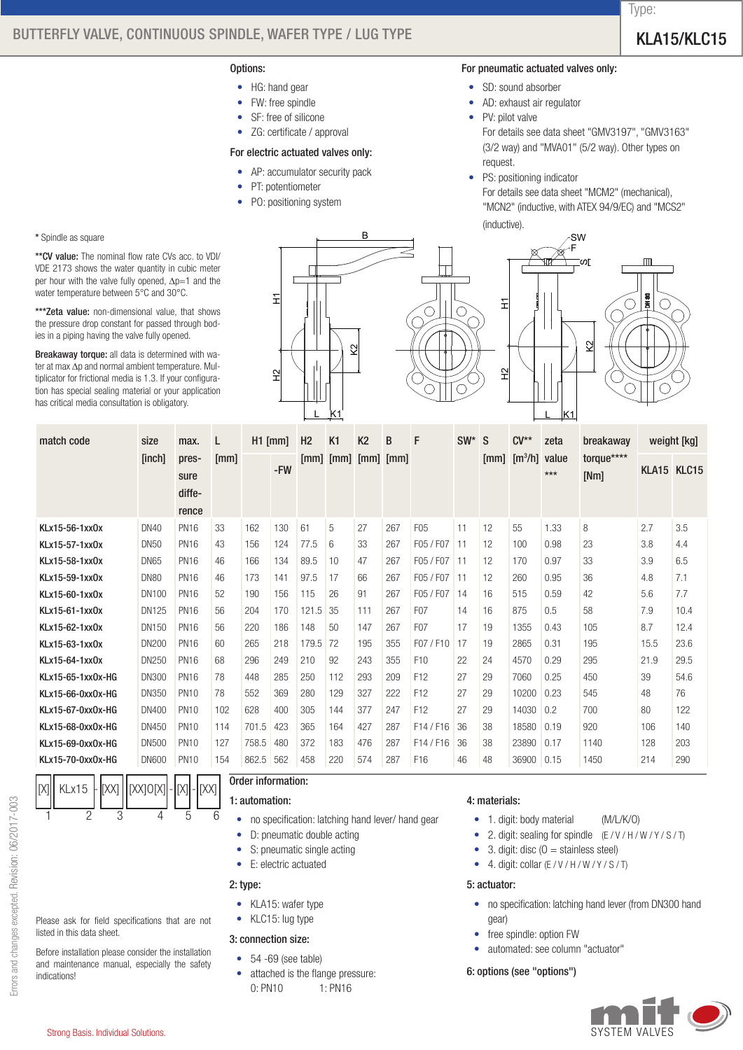# BUTTERFLY VALVE, CONTINUOUS SPINDLE, WAFER TYPE / LUG TYPE

Type: **KLA15/KLC15**

**Options:**

- HG: hand gear
- FW: free spindle
- SF: free of silicone
- ZG: certificate / approval

**For electric actuated valves only:**

- AP: accumulator security pack
- PT: potentiometer
- PO: positioning system

**For pneumatic actuated valves only:**

- SD: sound absorber
- AD: exhaust air regulator
- PV: pilot valve
  For details see data sheet "GMV3197", "GMV3163" (3/2 way) and "MVA01" (5/2 way). Other types on request.
- PS: positioning indicator
  For details see data sheet "MCM2" (mechanical), "MCN2" (inductive, with ATEX 94/9/EC) and "MCS2" (inductive).

\* Spindle as square

**\*\*CV value:** The nominal flow rate CVs acc. to VDI/VDE 2173 shows the water quantity in cubic meter per hour with the valve fully opened, Δp=1 and the water temperature between 5°C and 30°C.

**\*\*\*Zeta value:** non-dimensional value, that shows the pressure drop constant for passed through bodies in a piping having the valve fully opened.

**Breakaway torque:** all data is determined with water at max Δp and normal ambient temperature. Multiplicator for frictional media is 1.3. If your configuration has special sealing material or your application has critical media consultation is obligatory.

| match code | size [inch] | max. pressure difference | L [mm] | H1 [mm] | | H2 [mm] | K1 [mm] | K2 [mm] | B [mm] | F | SW* | S [mm] | CV** [m³/h] | zeta value *** | breakaway torque**** [Nm] | weight [kg] | |
|---|---|---|---|---|---|---|---|---|---|---|---|---|---|---|---|---|---|
| | | | | | -FW | | | | | | | | | | | KLA15 | KLC15 |
| KLx15-56-1xx0x | DN40 | PN16 | 33 | 162 | 130 | 61 | 5 | 27 | 267 | F05 | 11 | 12 | 55 | 1.33 | 8 | 2.7 | 3.5 |
| KLx15-57-1xx0x | DN50 | PN16 | 43 | 156 | 124 | 77.5 | 6 | 33 | 267 | F05 / F07 | 11 | 12 | 100 | 0.98 | 23 | 3.8 | 4.4 |
| KLx15-58-1xx0x | DN65 | PN16 | 46 | 166 | 134 | 89.5 | 10 | 47 | 267 | F05 / F07 | 11 | 12 | 170 | 0.97 | 33 | 3.9 | 6.5 |
| KLx15-59-1xx0x | DN80 | PN16 | 46 | 173 | 141 | 97.5 | 17 | 66 | 267 | F05 / F07 | 11 | 12 | 260 | 0.95 | 36 | 4.8 | 7.1 |
| KLx15-60-1xx0x | DN100 | PN16 | 52 | 190 | 156 | 115 | 26 | 91 | 267 | F05 / F07 | 14 | 16 | 515 | 0.59 | 42 | 5.6 | 7.7 |
| KLx15-61-1xx0x | DN125 | PN16 | 56 | 204 | 170 | 121.5 | 35 | 111 | 267 | F07 | 14 | 16 | 875 | 0.5 | 58 | 7.9 | 10.4 |
| KLx15-62-1xx0x | DN150 | PN16 | 56 | 220 | 186 | 148 | 50 | 147 | 267 | F07 | 17 | 19 | 1355 | 0.43 | 105 | 8.7 | 12.4 |
| KLx15-63-1xx0x | DN200 | PN16 | 60 | 265 | 218 | 179.5 | 72 | 195 | 355 | F07 / F10 | 17 | 19 | 2865 | 0.31 | 195 | 15.5 | 23.6 |
| KLx15-64-1xx0x | DN250 | PN16 | 68 | 296 | 249 | 210 | 92 | 243 | 355 | F10 | 22 | 24 | 4570 | 0.29 | 295 | 21.9 | 29.5 |
| KLx15-65-1xx0x-HG | DN300 | PN16 | 78 | 448 | 285 | 250 | 112 | 293 | 209 | F12 | 27 | 29 | 7060 | 0.25 | 450 | 39 | 54.6 |
| KLx15-66-0xx0x-HG | DN350 | PN10 | 78 | 552 | 369 | 280 | 129 | 327 | 222 | F12 | 27 | 29 | 10200 | 0.23 | 545 | 48 | 76 |
| KLx15-67-0xx0x-HG | DN400 | PN10 | 102 | 628 | 400 | 305 | 144 | 377 | 247 | F12 | 27 | 29 | 14030 | 0.2 | 700 | 80 | 122 |
| KLx15-68-0xx0x-HG | DN450 | PN10 | 114 | 701.5 | 423 | 365 | 164 | 427 | 287 | F14 / F16 | 36 | 38 | 18580 | 0.19 | 920 | 106 | 140 |
| KLx15-69-0xx0x-HG | DN500 | PN10 | 127 | 758.5 | 480 | 372 | 183 | 476 | 287 | F14 / F16 | 36 | 38 | 23890 | 0.17 | 1140 | 128 | 203 |
| KLx15-70-0xx0x-HG | DN600 | PN10 | 154 | 862.5 | 562 | 458 | 220 | 574 | 287 | F16 | 46 | 48 | 36900 | 0.15 | 1450 | 214 | 290 |

[X] - KLx15 - [XX] - [XX]O[X] - [X] - [XX]
1 — 2 — 3 — 4 — 5 — 6

**Order information:**

**1: automation:**

- no specification: latching hand lever/ hand gear
- D: pneumatic double acting
- S: pneumatic single acting
- E: electric actuated

**2: type:**

- KLA15: wafer type
- KLC15: lug type

**3: connection size:**

- 54 -69 (see table)
- attached is the flange pressure:
  0: PN10 1: PN16

**4: materials:**

- 1. digit: body material (M/L/K/O)
- 2. digit: sealing for spindle (E / V / H / W / Y / S / T)
- 3. digit: disc (O = stainless steel)
- 4. digit: collar (E / V / H / W / Y / S / T)

**5: actuator:**

- no specification: latching hand lever (from DN300 hand gear)
- free spindle: option FW
- automated: see column "actuator"

**6: options (see "options")**

Please ask for field specifications that are not listed in this data sheet.

Before installation please consider the installation and maintenance manual, especially the safety indications!

Errors and changes excepted. Revision: 06/2017-003

Strong Basis. Individual Solutions.

mit SYSTEM VALVES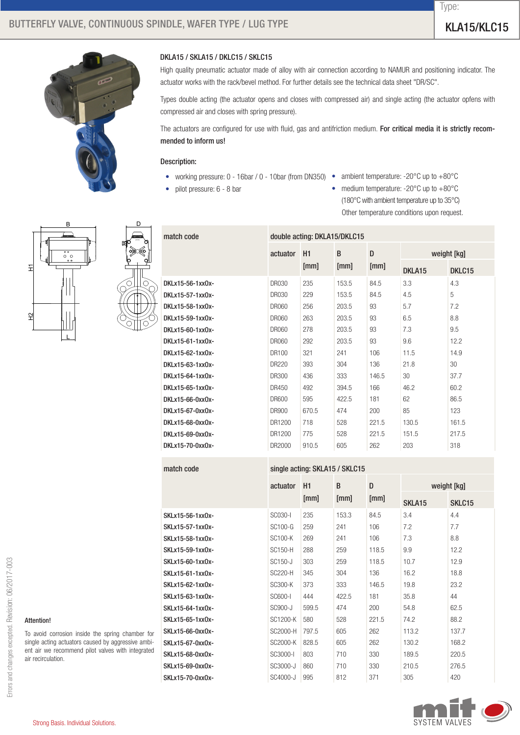# BUTTERFLY VALVE, CONTINUOUS SPINDLE, WAFER TYPE / LUG TYPE

Type: **KLA15/KLC15**

### DKLA15 / SKLA15 / DKLC15 / SKLC15

High quality pneumatic actuator made of alloy with air connection according to NAMUR and positioning indicator. The actuator works with the rack/bevel method. For further details see the technical data sheet "DR/SC".

Types double acting (the actuator opens and closes with compressed air) and single acting (the actuator opfens with compressed air and closes with spring pressure).

The actuators are configured for use with fluid, gas and antifriction medium. **For critical media it is strictly recommended to inform us!**

**Description:**

- working pressure: 0 - 16bar / 0 - 10bar (from DN350)
- pilot pressure: 6 - 8 bar
- ambient temperature: -20°C up to +80°C
- medium temperature: -20°C up to +80°C (180°C with ambient temperature up to 35°C) Other temperature conditions upon request.

| match code | double acting: DKLA15/DKLC15 | | | | | |
|---|---|---|---|---|---|---|
| | actuator | H1 [mm] | B [mm] | D [mm] | weight [kg] | |
| | | | | | DKLA15 | DKLC15 |
| DKLx15-56-1xx0x- | DR030 | 235 | 153.5 | 84.5 | 3.3 | 4.3 |
| DKLx15-57-1xx0x- | DR030 | 229 | 153.5 | 84.5 | 4.5 | 5 |
| DKLx15-58-1xx0x- | DR060 | 256 | 203.5 | 93 | 5.7 | 7.2 |
| DKLx15-59-1xx0x- | DR060 | 263 | 203.5 | 93 | 6.5 | 8.8 |
| DKLx15-60-1xx0x- | DR060 | 278 | 203.5 | 93 | 7.3 | 9.5 |
| DKLx15-61-1xx0x- | DR060 | 292 | 203.5 | 93 | 9.6 | 12.2 |
| DKLx15-62-1xx0x- | DR100 | 321 | 241 | 106 | 11.5 | 14.9 |
| DKLx15-63-1xx0x- | DR220 | 393 | 304 | 136 | 21.8 | 30 |
| DKLx15-64-1xx0x- | DR300 | 436 | 333 | 146.5 | 30 | 37.7 |
| DKLx15-65-1xx0x- | DR450 | 492 | 394.5 | 166 | 46.2 | 60.2 |
| DKLx15-66-0xx0x- | DR600 | 595 | 422.5 | 181 | 62 | 86.5 |
| DKLx15-67-0xx0x- | DR900 | 670.5 | 474 | 200 | 85 | 123 |
| DKLx15-68-0xx0x- | DR1200 | 718 | 528 | 221.5 | 130.5 | 161.5 |
| DKLx15-69-0xx0x- | DR1200 | 775 | 528 | 221.5 | 151.5 | 217.5 |
| DKLx15-70-0xx0x- | DR2000 | 910.5 | 605 | 262 | 203 | 318 |

| match code | single acting: SKLA15 / SKLC15 | | | | | |
|---|---|---|---|---|---|---|
| | actuator | H1 [mm] | B [mm] | D [mm] | weight [kg] | |
| | | | | | SKLA15 | SKLC15 |
| SKLx15-56-1xx0x- | SC030-I | 235 | 153.3 | 84.5 | 3.4 | 4.4 |
| SKLx15-57-1xx0x- | SC100-G | 259 | 241 | 106 | 7.2 | 7.7 |
| SKLx15-58-1xx0x- | SC100-K | 269 | 241 | 106 | 7.3 | 8.8 |
| SKLx15-59-1xx0x- | SC150-H | 288 | 259 | 118.5 | 9.9 | 12.2 |
| SKLx15-60-1xx0x- | SC150-J | 303 | 259 | 118.5 | 10.7 | 12.9 |
| SKLx15-61-1xx0x- | SC220-H | 345 | 304 | 136 | 16.2 | 18.8 |
| SKLx15-62-1xx0x- | SC300-K | 373 | 333 | 146.5 | 19.8 | 23.2 |
| SKLx15-63-1xx0x- | SC600-I | 444 | 422.5 | 181 | 35.8 | 44 |
| SKLx15-64-1xx0x- | SC900-J | 599.5 | 474 | 200 | 54.8 | 62.5 |
| SKLx15-65-1xx0x- | SC1200-K | 580 | 528 | 221.5 | 74.2 | 88.2 |
| SKLx15-66-0xx0x- | SC2000-H | 797.5 | 605 | 262 | 113.2 | 137.7 |
| SKLx15-67-0xx0x- | SC2000-K | 828.5 | 605 | 262 | 130.2 | 168.2 |
| SKLx15-68-0xx0x- | SC3000-I | 803 | 710 | 330 | 189.5 | 220.5 |
| SKLx15-69-0xx0x- | SC3000-J | 860 | 710 | 330 | 210.5 | 276.5 |
| SKLx15-70-0xx0x- | SC4000-J | 995 | 812 | 371 | 305 | 420 |

**Attention!**

To avoid corrosion inside the spring chamber for single acting actuators caused by aggressive ambient air we recommend pilot valves with integrated air recirculation.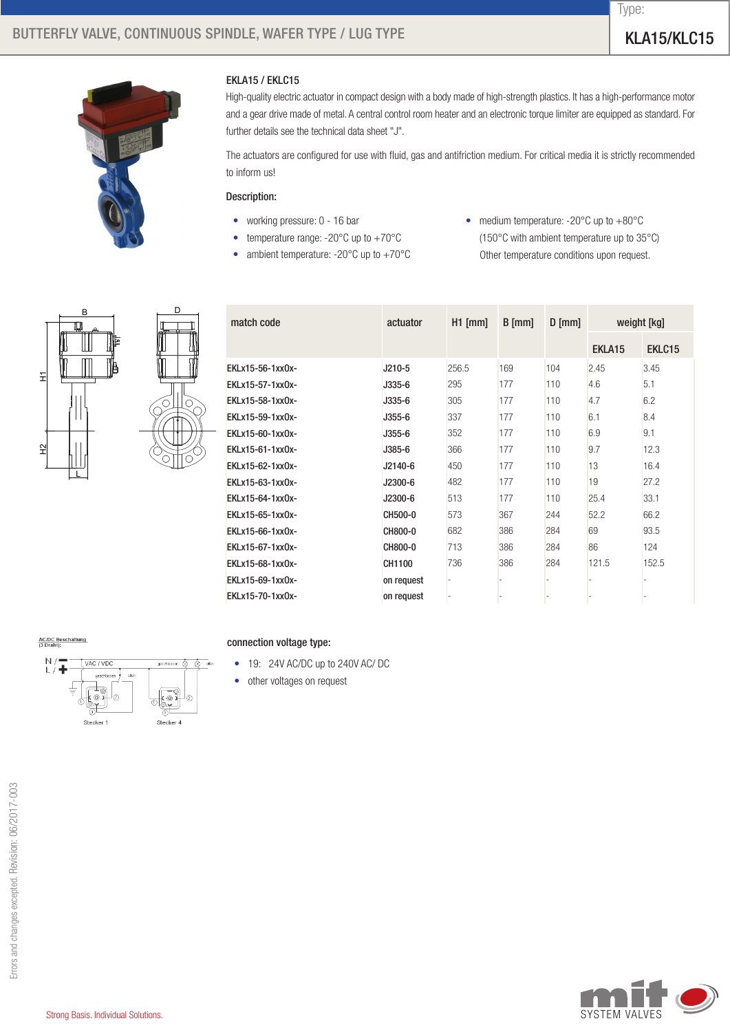Type:

# KLA15/KLC15

## BUTTERFLY VALVE, CONTINUOUS SPINDLE, WAFER TYPE / LUG TYPE

### EKLA15 / EKLC15

High-quality electric actuator in compact design with a body made of high-strength plastics. It has a high-performance motor and a gear drive made of metal. A central control room heater and an electronic torque limiter are equipped as standard. For further details see the technical data sheet "J".

The actuators are configured for use with fluid, gas and antifriction medium. For critical media it is strictly recommended to inform us!

**Description:**

- working pressure: 0 - 16 bar
- temperature range: -20°C up to +70°C
- ambient temperature: -20°C up to +70°C
- medium temperature: -20°C up to +80°C (150°C with ambient temperature up to 35°C) Other temperature conditions upon request.

| match code | actuator | H1 [mm] | B [mm] | D [mm] | weight [kg] | |
|---|---|---|---|---|---|---|
| | | | | | EKLA15 | EKLC15 |
| EKLx15-56-1xx0x- | J210-5 | 256.5 | 169 | 104 | 2.45 | 3.45 |
| EKLx15-57-1xx0x- | J335-6 | 295 | 177 | 110 | 4.6 | 5.1 |
| EKLx15-58-1xx0x- | J335-6 | 305 | 177 | 110 | 4.7 | 6.2 |
| EKLx15-59-1xx0x- | J355-6 | 337 | 177 | 110 | 6.1 | 8.4 |
| EKLx15-60-1xx0x- | J355-6 | 352 | 177 | 110 | 6.9 | 9.1 |
| EKLx15-61-1xx0x- | J385-6 | 366 | 177 | 110 | 9.7 | 12.3 |
| EKLx15-62-1xx0x- | J2140-6 | 450 | 177 | 110 | 13 | 16.4 |
| EKLx15-63-1xx0x- | J2300-6 | 482 | 177 | 110 | 19 | 27.2 |
| EKLx15-64-1xx0x- | J2300-6 | 513 | 177 | 110 | 25.4 | 33.1 |
| EKLx15-65-1xx0x- | CH500-0 | 573 | 367 | 244 | 52.2 | 66.2 |
| EKLx15-66-1xx0x- | CH800-0 | 682 | 386 | 284 | 69 | 93.5 |
| EKLx15-67-1xx0x- | CH800-0 | 713 | 386 | 284 | 86 | 124 |
| EKLx15-68-1xx0x- | CH1100 | 736 | 386 | 284 | 121.5 | 152.5 |
| EKLx15-69-1xx0x- | on request | - | - | - | - | - |
| EKLx15-70-1xx0x- | on request | - | - | - | - | - |

**connection voltage type:**

- 19: 24V AC/DC up to 240V AC/ DC
- other voltages on request

Errors and changes excepted. Revision: 06/2017-003

Strong Basis. Individual Solutions.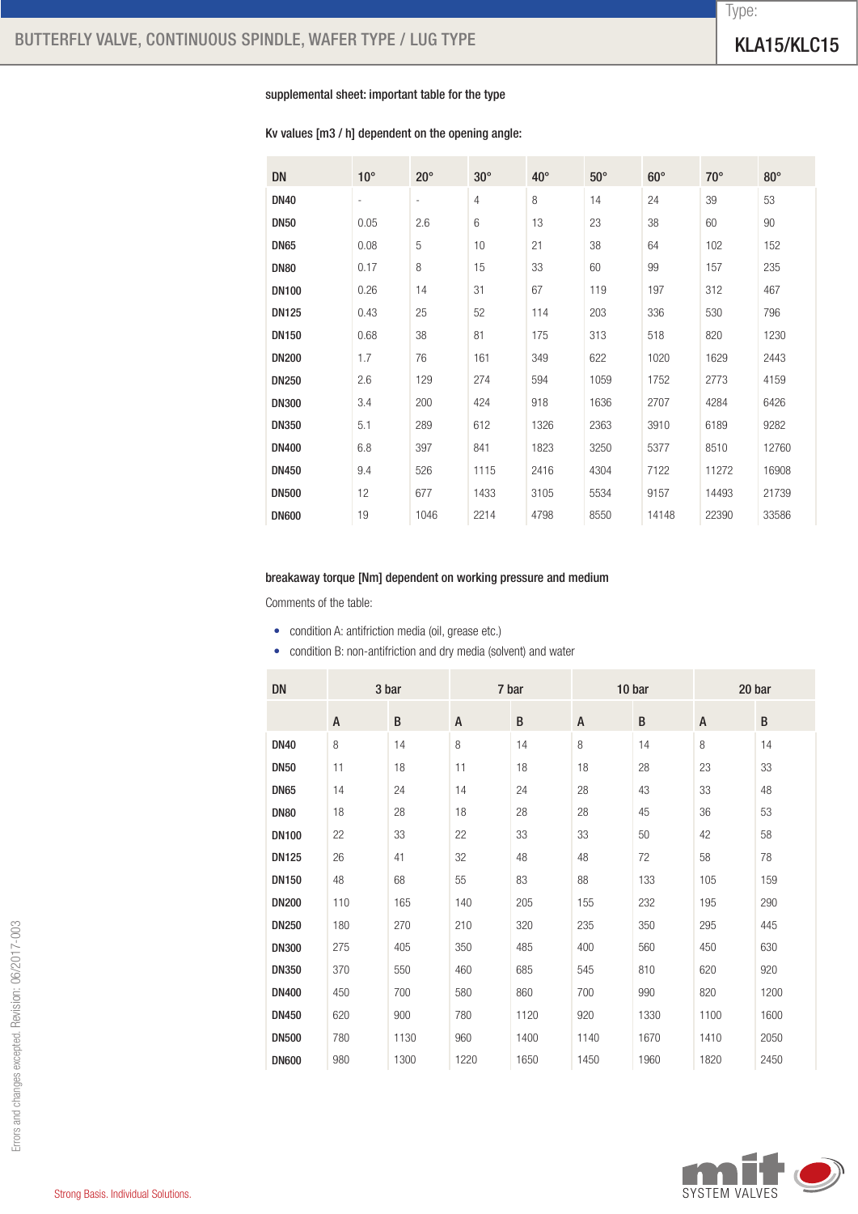supplemental sheet: important table for the type

Kv values [m3 / h] dependent on the opening angle:

| DN | 10° | 20° | 30° | 40° | 50° | 60° | 70° | 80° |
|---|---|---|---|---|---|---|---|---|
| DN40 | - | - | 4 | 8 | 14 | 24 | 39 | 53 |
| DN50 | 0.05 | 2.6 | 6 | 13 | 23 | 38 | 60 | 90 |
| DN65 | 0.08 | 5 | 10 | 21 | 38 | 64 | 102 | 152 |
| DN80 | 0.17 | 8 | 15 | 33 | 60 | 99 | 157 | 235 |
| DN100 | 0.26 | 14 | 31 | 67 | 119 | 197 | 312 | 467 |
| DN125 | 0.43 | 25 | 52 | 114 | 203 | 336 | 530 | 796 |
| DN150 | 0.68 | 38 | 81 | 175 | 313 | 518 | 820 | 1230 |
| DN200 | 1.7 | 76 | 161 | 349 | 622 | 1020 | 1629 | 2443 |
| DN250 | 2.6 | 129 | 274 | 594 | 1059 | 1752 | 2773 | 4159 |
| DN300 | 3.4 | 200 | 424 | 918 | 1636 | 2707 | 4284 | 6426 |
| DN350 | 5.1 | 289 | 612 | 1326 | 2363 | 3910 | 6189 | 9282 |
| DN400 | 6.8 | 397 | 841 | 1823 | 3250 | 5377 | 8510 | 12760 |
| DN450 | 9.4 | 526 | 1115 | 2416 | 4304 | 7122 | 11272 | 16908 |
| DN500 | 12 | 677 | 1433 | 3105 | 5534 | 9157 | 14493 | 21739 |
| DN600 | 19 | 1046 | 2214 | 4798 | 8550 | 14148 | 22390 | 33586 |

breakaway torque [Nm] dependent on working pressure and medium

Comments of the table:

- condition A: antifriction media (oil, grease etc.)
- condition B: non-antifriction and dry media (solvent) and water

| DN | 3 bar | | 7 bar | | 10 bar | | 20 bar | |
|---|---|---|---|---|---|---|---|---|
| | A | B | A | B | A | B | A | B |
| DN40 | 8 | 14 | 8 | 14 | 8 | 14 | 8 | 14 |
| DN50 | 11 | 18 | 11 | 18 | 18 | 28 | 23 | 33 |
| DN65 | 14 | 24 | 14 | 24 | 28 | 43 | 33 | 48 |
| DN80 | 18 | 28 | 18 | 28 | 28 | 45 | 36 | 53 |
| DN100 | 22 | 33 | 22 | 33 | 33 | 50 | 42 | 58 |
| DN125 | 26 | 41 | 32 | 48 | 48 | 72 | 58 | 78 |
| DN150 | 48 | 68 | 55 | 83 | 88 | 133 | 105 | 159 |
| DN200 | 110 | 165 | 140 | 205 | 155 | 232 | 195 | 290 |
| DN250 | 180 | 270 | 210 | 320 | 235 | 350 | 295 | 445 |
| DN300 | 275 | 405 | 350 | 485 | 400 | 560 | 450 | 630 |
| DN350 | 370 | 550 | 460 | 685 | 545 | 810 | 620 | 920 |
| DN400 | 450 | 700 | 580 | 860 | 700 | 990 | 820 | 1200 |
| DN450 | 620 | 900 | 780 | 1120 | 920 | 1330 | 1100 | 1600 |
| DN500 | 780 | 1130 | 960 | 1400 | 1140 | 1670 | 1410 | 2050 |
| DN600 | 980 | 1300 | 1220 | 1650 | 1450 | 1960 | 1820 | 2450 |